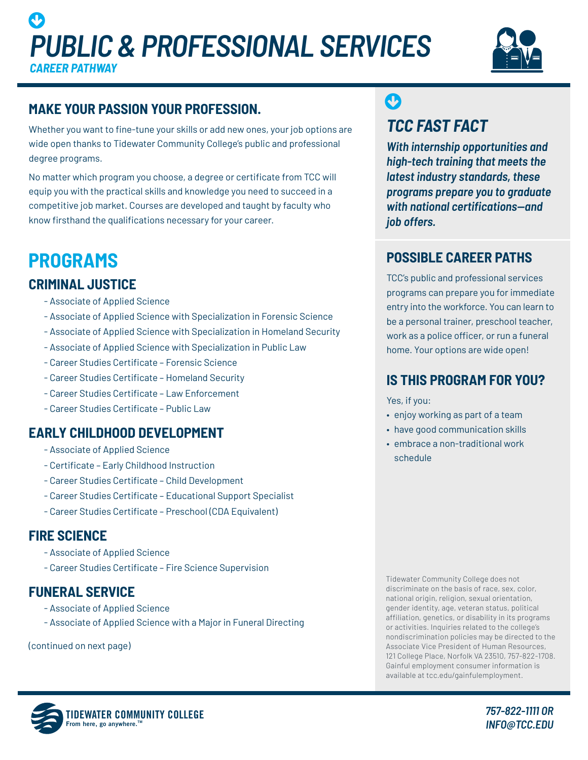# PUBLIC & PROFESSIONAL SERVICES

### CAREER PATHWAY

## MAKE YOUR PASSION YOUR PROFESSION.

Whether you want to fine-tune your skills or add new ones, your job options are wide open thanks to Tidewater Community College's public and professional degree programs.

No matter which program you choose, a degree or certificate from TCC will equip you with the practical skills and knowledge you need to succeed in a competitive job market. Courses are developed and taught by faculty who know firsthand the qualifications necessary for your career.

## PROGRAMS

### CRIMINAL JUSTICE

- Associate of Applied Science
- Associate of Applied Science with Specialization in Forensic Science
- Associate of Applied Science with Specialization in Homeland Security
- Associate of Applied Science with Specialization in Public Law
- Career Studies Certificate – Forensic Science
- Career Studies Certificate – Homeland Security
- Career Studies Certificate – Law Enforcement
- Career Studies Certificate – Public Law

### EARLY CHILDHOOD DEVELOPMENT

- Associate of Applied Science
- Certificate – Early Childhood Instruction
- Career Studies Certificate – Child Development
- Career Studies Certificate – Educational Support Specialist
- Career Studies Certificate – Preschool (CDA Equivalent)

### FIRE SCIENCE

- Associate of Applied Science
- Career Studies Certificate – Fire Science Supervision

### FUNERAL SERVICE

- Associate of Applied Science
- Associate of Applied Science with a Major in Funeral Directing

(continued on next page)

## TCC FAST FACT

***With internship opportunities and high-tech training that meets the latest industry standards, these programs prepare you to graduate with national certifications—and job offers.***

## POSSIBLE CAREER PATHS

TCC's public and professional services programs can prepare you for immediate entry into the workforce. You can learn to be a personal trainer, preschool teacher, work as a police officer, or run a funeral home. Your options are wide open!

## IS THIS PROGRAM FOR YOU?

Yes, if you:

- enjoy working as part of a team
- have good communication skills
- embrace a non-traditional work schedule

Tidewater Community College does not discriminate on the basis of race, sex, color, national origin, religion, sexual orientation, gender identity, age, veteran status, political affiliation, genetics, or disability in its programs or activities. Inquiries related to the college's nondiscrimination policies may be directed to the Associate Vice President of Human Resources, 121 College Place, Norfolk VA 23510, 757-822-1708. Gainful employment consumer information is available at tcc.edu/gainfulemployment.

**TIDEWATER COMMUNITY COLLEGE**
From here, go anywhere.™

*757-822-1111 OR INFO@TCC.EDU*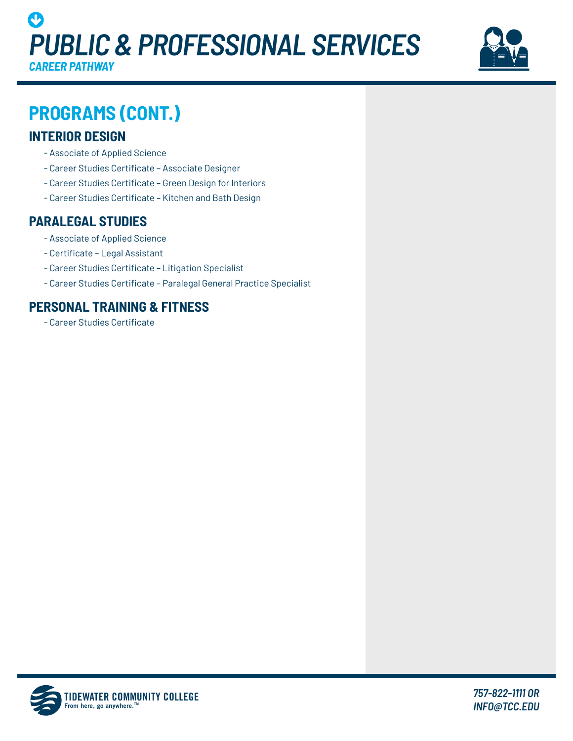# PUBLIC & PROFESSIONAL SERVICES

*CAREER PATHWAY*

## PROGRAMS (CONT.)

### INTERIOR DESIGN

- Associate of Applied Science
- Career Studies Certificate – Associate Designer
- Career Studies Certificate – Green Design for Interiors
- Career Studies Certificate – Kitchen and Bath Design

### PARALEGAL STUDIES

- Associate of Applied Science
- Certificate – Legal Assistant
- Career Studies Certificate – Litigation Specialist
- Career Studies Certificate – Paralegal General Practice Specialist

### PERSONAL TRAINING & FITNESS

- Career Studies Certificate

TIDEWATER COMMUNITY COLLEGE
From here, go anywhere.™

757-822-1111 OR
INFO@TCC.EDU